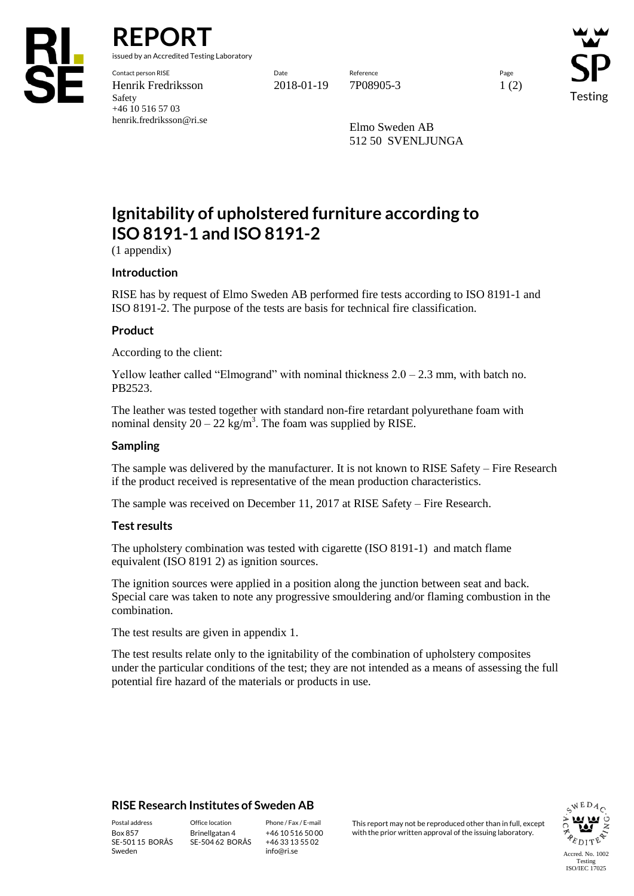# REPORT

issued by an Accredited Testing Laboratory

| Contact person RISE | Date | Reference | Page |
|---|---|---|---|
| Henrik Fredriksson | 2018-01-19 | 7P08905-3 | 1 (2) |

Safety
+46 10 516 57 03
henrik.fredriksson@ri.se

Elmo Sweden AB
512 50 SVENLJUNGA

# Ignitability of upholstered furniture according to ISO 8191-1 and ISO 8191-2

(1 appendix)

## Introduction

RISE has by request of Elmo Sweden AB performed fire tests according to ISO 8191-1 and ISO 8191-2. The purpose of the tests are basis for technical fire classification.

## Product

According to the client:

Yellow leather called "Elmogrand" with nominal thickness 2.0 – 2.3 mm, with batch no. PB2523.

The leather was tested together with standard non-fire retardant polyurethane foam with nominal density 20 – 22 $kg/m^3$. The foam was supplied by RISE.

## Sampling

The sample was delivered by the manufacturer. It is not known to RISE Safety – Fire Research if the product received is representative of the mean production characteristics.

The sample was received on December 11, 2017 at RISE Safety – Fire Research.

## Test results

The upholstery combination was tested with cigarette (ISO 8191-1) and match flame equivalent (ISO 8191 2) as ignition sources.

The ignition sources were applied in a position along the junction between seat and back. Special care was taken to note any progressive smouldering and/or flaming combustion in the combination.

The test results are given in appendix 1.

The test results relate only to the ignitability of the combination of upholstery composites under the particular conditions of the test; they are not intended as a means of assessing the full potential fire hazard of the materials or products in use.

## RISE Research Institutes of Sweden AB

| Postal address | Office location | Phone / Fax / E-mail |
|---|---|---|
| Box 857 | Brinellgatan 4 | +46 10 516 50 00 |
| SE-501 15 BORÅS | SE-504 62 BORÅS | +46 33 13 55 02 |
| Sweden | | info@ri.se |

This report may not be reproduced other than in full, except with the prior written approval of the issuing laboratory.

Accred. No. 1002
Testing
ISO/IEC 17025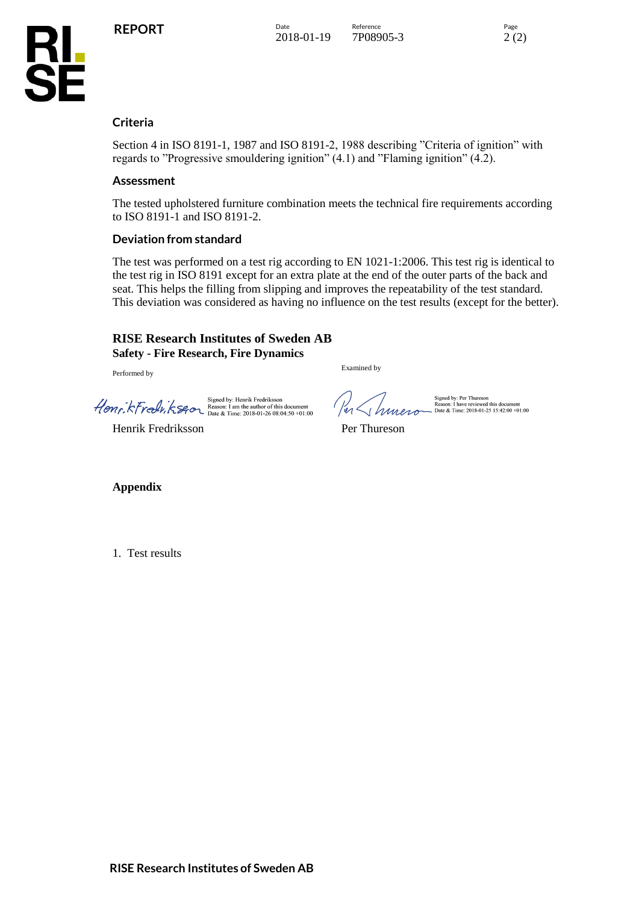## Criteria

Section 4 in ISO 8191-1, 1987 and ISO 8191-2, 1988 describing "Criteria of ignition" with regards to "Progressive smouldering ignition" (4.1) and "Flaming ignition" (4.2).

## Assessment

The tested upholstered furniture combination meets the technical fire requirements according to ISO 8191-1 and ISO 8191-2.

## Deviation from standard

The test was performed on a test rig according to EN 1021-1:2006. This test rig is identical to the test rig in ISO 8191 except for an extra plate at the end of the outer parts of the back and seat. This helps the filling from slipping and improves the repeatability of the test standard. This deviation was considered as having no influence on the test results (except for the better).

**RISE Research Institutes of Sweden AB**
**Safety - Fire Research, Fire Dynamics**

| Performed by | Examined by |
|---|---|
| Signed by: Henrik Fredriksson<br>Reason: I am the author of this document<br>Date & Time: 2018-01-26 08:04:50 +01:00 | Signed by: Per Thureson<br>Reason: I have reviewed this document<br>Date & Time: 2018-01-25 15:42:00 +01:00 |
| Henrik Fredriksson | Per Thureson |

**Appendix**

1. Test results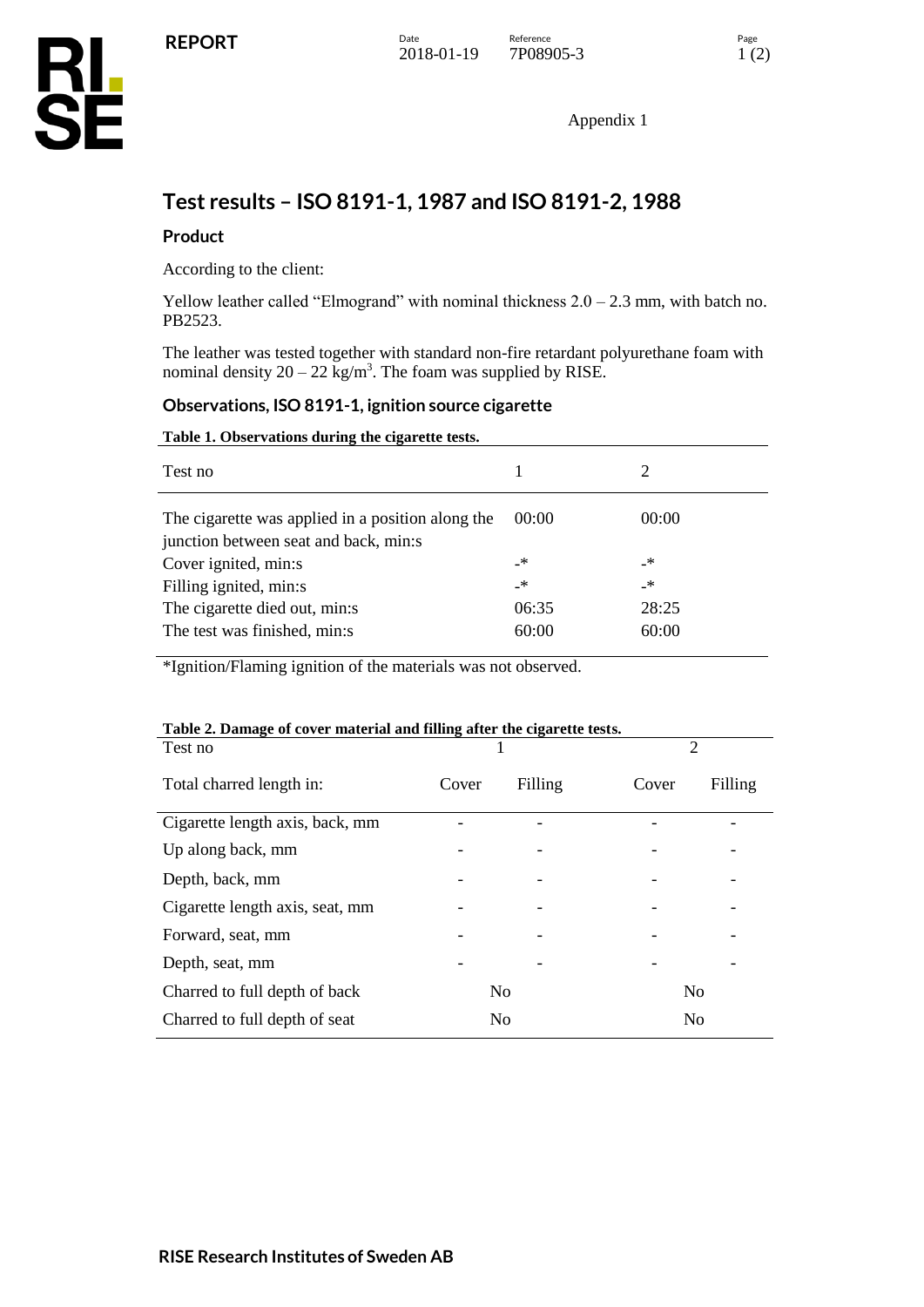Appendix 1

# Test results – ISO 8191-1, 1987 and ISO 8191-2, 1988

## Product

According to the client:

Yellow leather called "Elmogrand" with nominal thickness 2.0 – 2.3 mm, with batch no. PB2523.

The leather was tested together with standard non-fire retardant polyurethane foam with nominal density 20 – 22 $kg/m^3$. The foam was supplied by RISE.

## Observations, ISO 8191-1, ignition source cigarette

**Table 1. Observations during the cigarette tests.**

| Test no | 1 | 2 |
|---|---|---|
| The cigarette was applied in a position along the junction between seat and back, min:s | 00:00 | 00:00 |
| Cover ignited, min:s | -* | -* |
| Filling ignited, min:s | -* | -* |
| The cigarette died out, min:s | 06:35 | 28:25 |
| The test was finished, min:s | 60:00 | 60:00 |

*Ignition/Flaming ignition of the materials was not observed.

**Table 2. Damage of cover material and filling after the cigarette tests.**

| Test no | 1 | | 2 | |
|---|---|---|---|---|
| Total charred length in: | Cover | Filling | Cover | Filling |
| Cigarette length axis, back, mm | - | - | - | - |
| Up along back, mm | - | - | - | - |
| Depth, back, mm | - | - | - | - |
| Cigarette length axis, seat, mm | - | - | - | - |
| Forward, seat, mm | - | - | - | - |
| Depth, seat, mm | - | - | - | - |
| Charred to full depth of back | No | | No | |
| Charred to full depth of seat | No | | No | |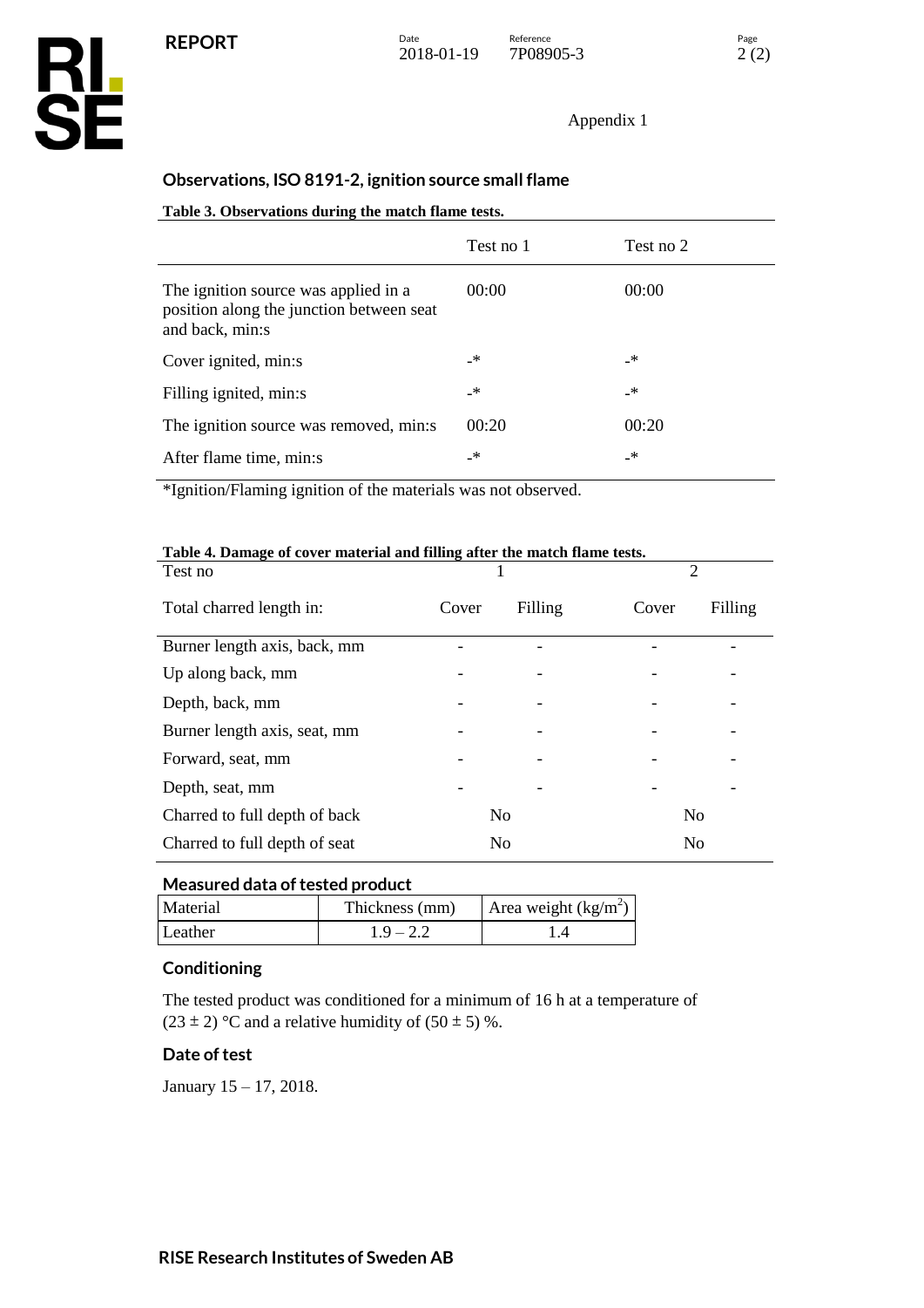Appendix 1

## Observations, ISO 8191-2, ignition source small flame

**Table 3. Observations during the match flame tests.**

| | Test no 1 | Test no 2 |
|---|---|---|
| The ignition source was applied in a position along the junction between seat and back, min:s | 00:00 | 00:00 |
| Cover ignited, min:s | -* | -* |
| Filling ignited, min:s | -* | -* |
| The ignition source was removed, min:s | 00:20 | 00:20 |
| After flame time, min:s | -* | -* |

*Ignition/Flaming ignition of the materials was not observed.

**Table 4. Damage of cover material and filling after the match flame tests.**

| Test no | 1 | | 2 | |
|---|---|---|---|---|
| Total charred length in: | Cover | Filling | Cover | Filling |
| Burner length axis, back, mm | - | - | - | - |
| Up along back, mm | - | - | - | - |
| Depth, back, mm | - | - | - | - |
| Burner length axis, seat, mm | - | - | - | - |
| Forward, seat, mm | - | - | - | - |
| Depth, seat, mm | - | - | - | - |
| Charred to full depth of back | No | | No | |
| Charred to full depth of seat | No | | No | |

### Measured data of tested product

| Material | Thickness (mm) | Area weight ($kg/m^2$) |
|---|---|---|
| Leather | 1.9 – 2.2 | 1.4 |

### Conditioning

The tested product was conditioned for a minimum of 16 h at a temperature of (23 ± 2) °C and a relative humidity of (50 ± 5) %.

### Date of test

January 15 – 17, 2018.

**RISE Research Institutes of Sweden AB**